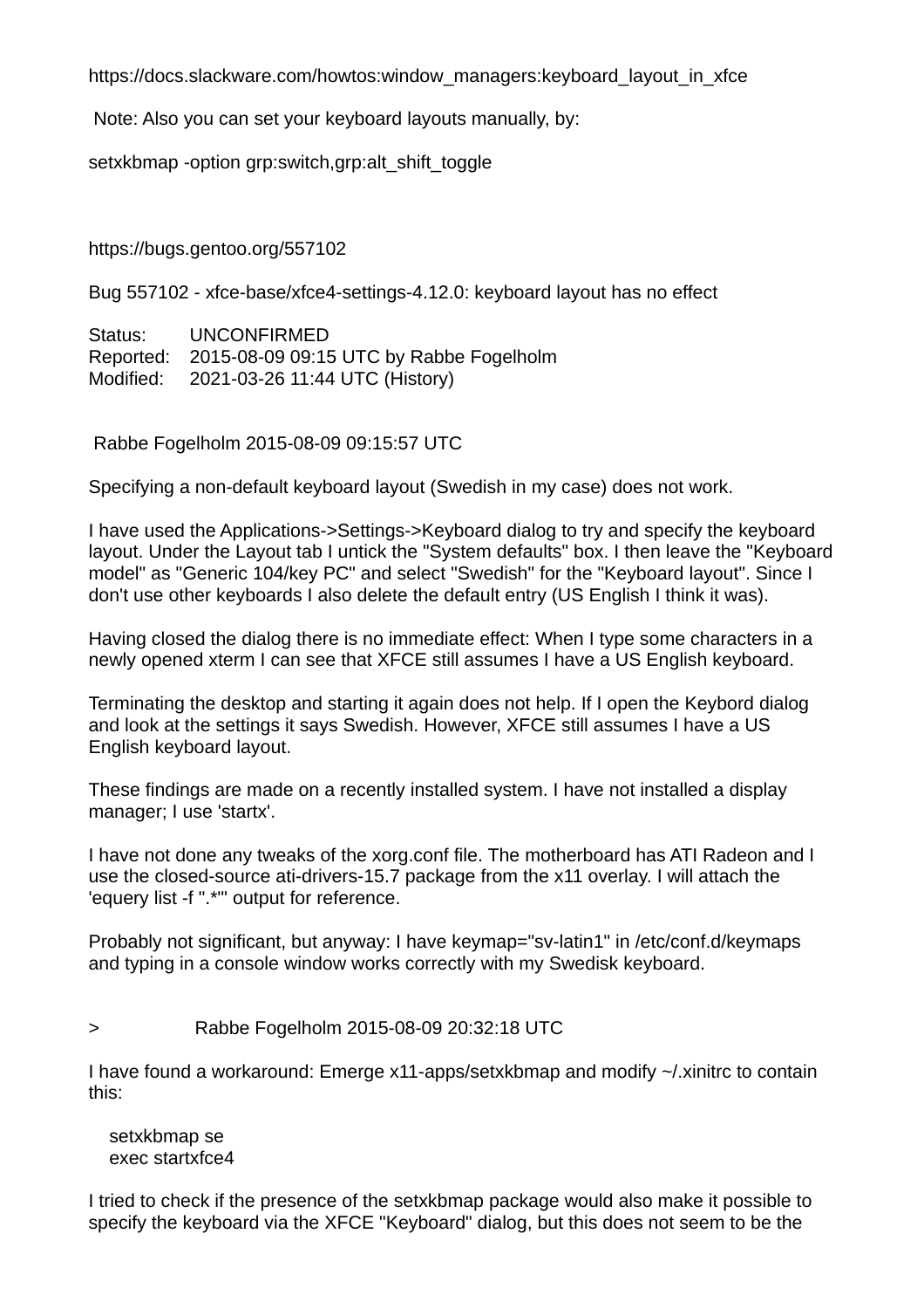https://docs.slackware.com/howtos:window_managers:keyboard_layout_in_xfce

Note: Also you can set your keyboard layouts manually, by:

```
setxkbmap -option grp:switch,grp:alt_shift_toggle
```

https://bugs.gentoo.org/557102

Bug 557102 - xfce-base/xfce4-settings-4.12.0: keyboard layout has no effect

Status: UNCONFIRMED
Reported: 2015-08-09 09:15 UTC by Rabbe Fogelholm
Modified: 2021-03-26 11:44 UTC (History)

Rabbe Fogelholm 2015-08-09 09:15:57 UTC

Specifying a non-default keyboard layout (Swedish in my case) does not work.

I have used the Applications->Settings->Keyboard dialog to try and specify the keyboard layout. Under the Layout tab I untick the "System defaults" box. I then leave the "Keyboard model" as "Generic 104/key PC" and select "Swedish" for the "Keyboard layout". Since I don't use other keyboards I also delete the default entry (US English I think it was).

Having closed the dialog there is no immediate effect: When I type some characters in a newly opened xterm I can see that XFCE still assumes I have a US English keyboard.

Terminating the desktop and starting it again does not help. If I open the Keybord dialog and look at the settings it says Swedish. However, XFCE still assumes I have a US English keyboard layout.

These findings are made on a recently installed system. I have not installed a display manager; I use 'startx'.

I have not done any tweaks of the xorg.conf file. The motherboard has ATI Radeon and I use the closed-source ati-drivers-15.7 package from the x11 overlay. I will attach the 'equery list -f ".*"' output for reference.

Probably not significant, but anyway: I have keymap="sv-latin1" in /etc/conf.d/keymaps and typing in a console window works correctly with my Swedisk keyboard.

> Rabbe Fogelholm 2015-08-09 20:32:18 UTC

I have found a workaround: Emerge x11-apps/setxkbmap and modify ~/.xinitrc to contain this:

```
setxkbmap se
exec startxfce4
```

I tried to check if the presence of the setxkbmap package would also make it possible to specify the keyboard via the XFCE "Keyboard" dialog, but this does not seem to be the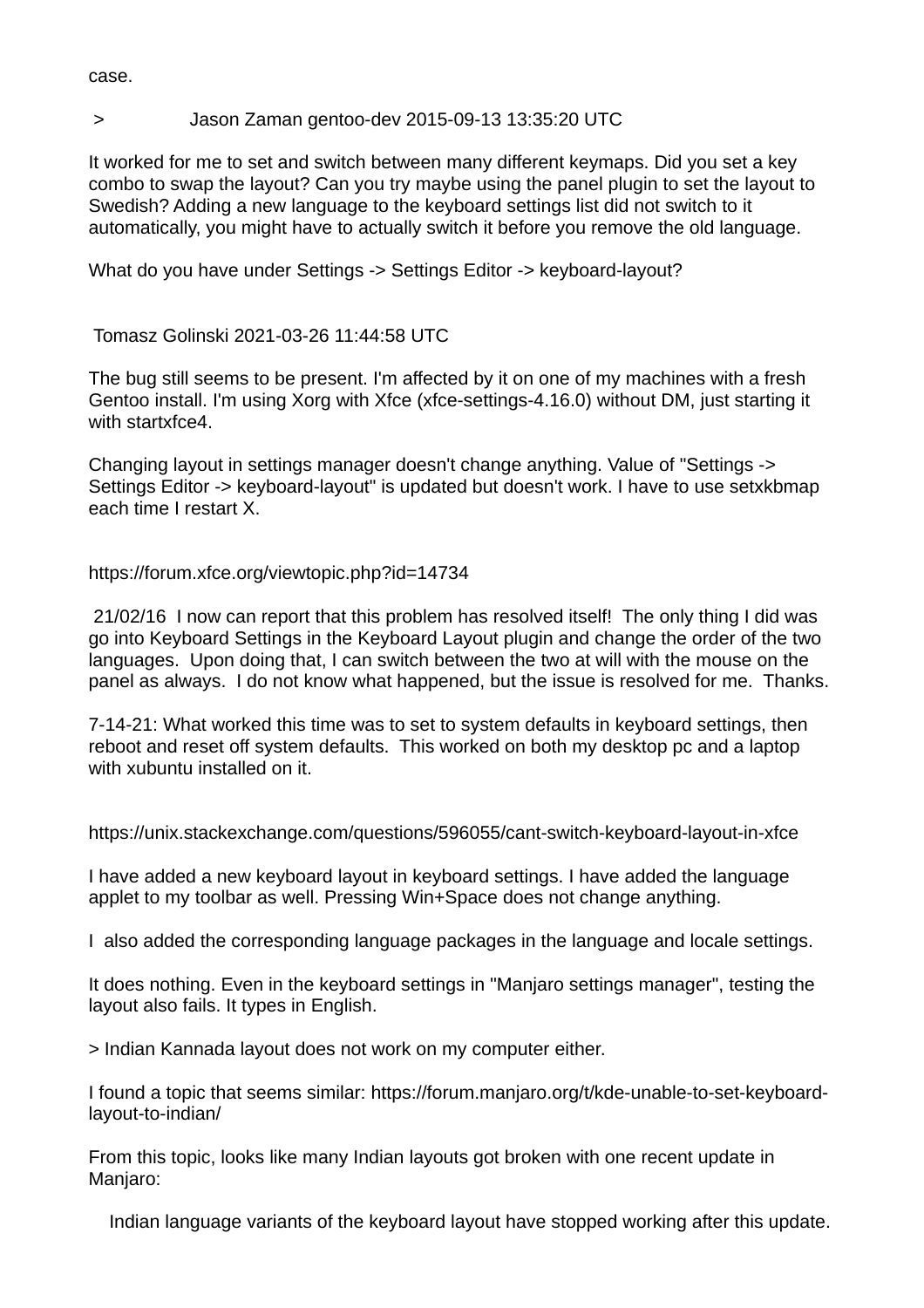case.

> Jason Zaman gentoo-dev 2015-09-13 13:35:20 UTC

It worked for me to set and switch between many different keymaps. Did you set a key combo to swap the layout? Can you try maybe using the panel plugin to set the layout to Swedish? Adding a new language to the keyboard settings list did not switch to it automatically, you might have to actually switch it before you remove the old language.

What do you have under Settings -> Settings Editor -> keyboard-layout?

Tomasz Golinski 2021-03-26 11:44:58 UTC

The bug still seems to be present. I'm affected by it on one of my machines with a fresh Gentoo install. I'm using Xorg with Xfce (xfce-settings-4.16.0) without DM, just starting it with startxfce4.

Changing layout in settings manager doesn't change anything. Value of "Settings -> Settings Editor -> keyboard-layout" is updated but doesn't work. I have to use setxkbmap each time I restart X.

https://forum.xfce.org/viewtopic.php?id=14734

21/02/16 I now can report that this problem has resolved itself! The only thing I did was go into Keyboard Settings in the Keyboard Layout plugin and change the order of the two languages. Upon doing that, I can switch between the two at will with the mouse on the panel as always. I do not know what happened, but the issue is resolved for me. Thanks.

7-14-21: What worked this time was to set to system defaults in keyboard settings, then reboot and reset off system defaults. This worked on both my desktop pc and a laptop with xubuntu installed on it.

https://unix.stackexchange.com/questions/596055/cant-switch-keyboard-layout-in-xfce

I have added a new keyboard layout in keyboard settings. I have added the language applet to my toolbar as well. Pressing Win+Space does not change anything.

I also added the corresponding language packages in the language and locale settings.

It does nothing. Even in the keyboard settings in "Manjaro settings manager", testing the layout also fails. It types in English.

> Indian Kannada layout does not work on my computer either.

I found a topic that seems similar: https://forum.manjaro.org/t/kde-unable-to-set-keyboard-layout-to-indian/

From this topic, looks like many Indian layouts got broken with one recent update in Manjaro:

> Indian language variants of the keyboard layout have stopped working after this update.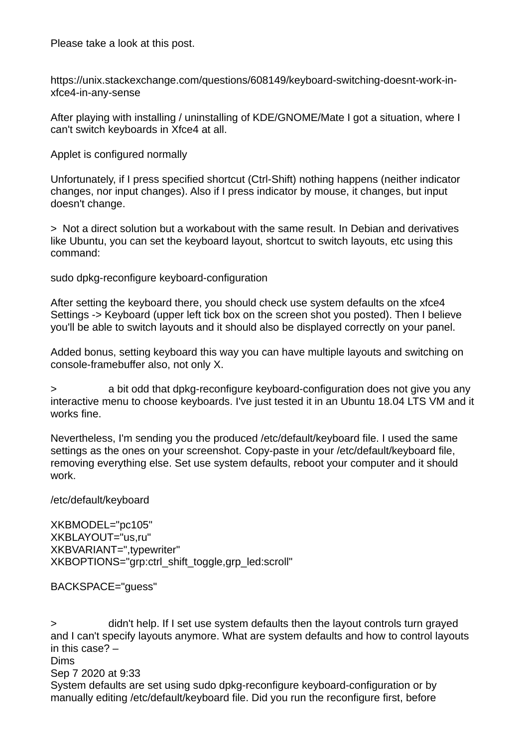Please take a look at this post.

https://unix.stackexchange.com/questions/608149/keyboard-switching-doesnt-work-in-xfce4-in-any-sense

After playing with installing / uninstalling of KDE/GNOME/Mate I got a situation, where I can't switch keyboards in Xfce4 at all.

Applet is configured normally

Unfortunately, if I press specified shortcut (Ctrl-Shift) nothing happens (neither indicator changes, nor input changes). Also if I press indicator by mouse, it changes, but input doesn't change.

> Not a direct solution but a workabout with the same result. In Debian and derivatives like Ubuntu, you can set the keyboard layout, shortcut to switch layouts, etc using this command:

sudo dpkg-reconfigure keyboard-configuration

After setting the keyboard there, you should check use system defaults on the xfce4 Settings -> Keyboard (upper left tick box on the screen shot you posted). Then I believe you'll be able to switch layouts and it should also be displayed correctly on your panel.

Added bonus, setting keyboard this way you can have multiple layouts and switching on console-framebuffer also, not only X.

> a bit odd that dpkg-reconfigure keyboard-configuration does not give you any interactive menu to choose keyboards. I've just tested it in an Ubuntu 18.04 LTS VM and it works fine.

Nevertheless, I'm sending you the produced /etc/default/keyboard file. I used the same settings as the ones on your screenshot. Copy-paste in your /etc/default/keyboard file, removing everything else. Set use system defaults, reboot your computer and it should work.

/etc/default/keyboard

```
XKBMODEL="pc105"
XKBLAYOUT="us,ru"
XKBVARIANT=",typewriter"
XKBOPTIONS="grp:ctrl_shift_toggle,grp_led:scroll"

BACKSPACE="guess"
```

> didn't help. If I set use system defaults then the layout controls turn grayed and I can't specify layouts anymore. What are system defaults and how to control layouts in this case? –
Dims
Sep 7 2020 at 9:33
System defaults are set using sudo dpkg-reconfigure keyboard-configuration or by manually editing /etc/default/keyboard file. Did you run the reconfigure first, before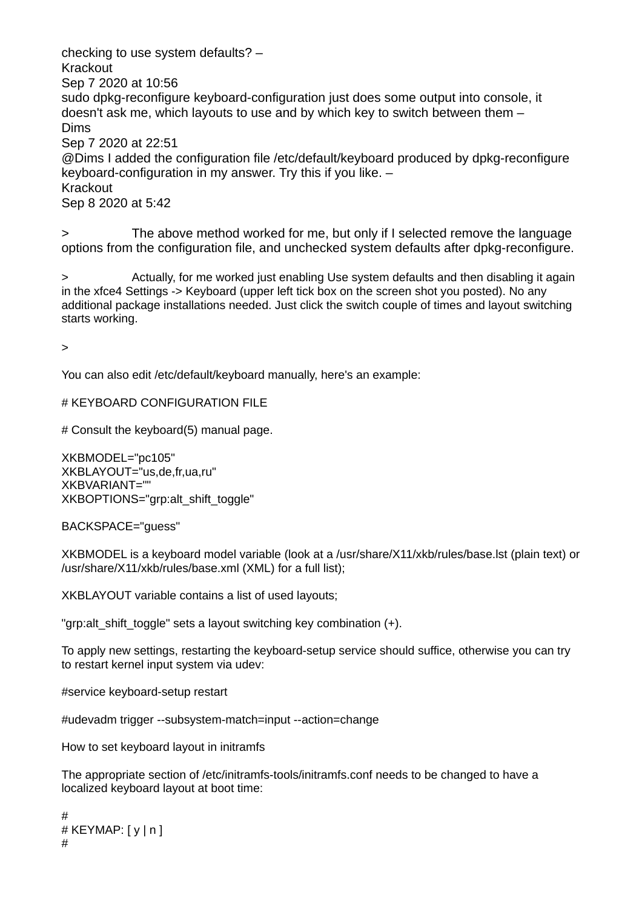checking to use system defaults? –
Krackout
Sep 7 2020 at 10:56
sudo dpkg-reconfigure keyboard-configuration just does some output into console, it doesn't ask me, which layouts to use and by which key to switch between them –
Dims
Sep 7 2020 at 22:51
@Dims I added the configuration file /etc/default/keyboard produced by dpkg-reconfigure keyboard-configuration in my answer. Try this if you like. –
Krackout
Sep 8 2020 at 5:42

> The above method worked for me, but only if I selected remove the language options from the configuration file, and unchecked system defaults after dpkg-reconfigure.

> Actually, for me worked just enabling Use system defaults and then disabling it again in the xfce4 Settings -> Keyboard (upper left tick box on the screen shot you posted). No any additional package installations needed. Just click the switch couple of times and layout switching starts working.

>

You can also edit /etc/default/keyboard manually, here's an example:

```
# KEYBOARD CONFIGURATION FILE

# Consult the keyboard(5) manual page.

XKBMODEL="pc105"
XKBLAYOUT="us,de,fr,ua,ru"
XKBVARIANT=""
XKBOPTIONS="grp:alt_shift_toggle"

BACKSPACE="guess"
```

XKBMODEL is a keyboard model variable (look at a /usr/share/X11/xkb/rules/base.lst (plain text) or /usr/share/X11/xkb/rules/base.xml (XML) for a full list);

XKBLAYOUT variable contains a list of used layouts;

"grp:alt_shift_toggle" sets a layout switching key combination (+).

To apply new settings, restarting the keyboard-setup service should suffice, otherwise you can try to restart kernel input system via udev:

```
#service keyboard-setup restart

#udevadm trigger --subsystem-match=input --action=change
```

How to set keyboard layout in initramfs

The appropriate section of /etc/initramfs-tools/initramfs.conf needs to be changed to have a localized keyboard layout at boot time:

```
#
# KEYMAP: [ y | n ]
#
```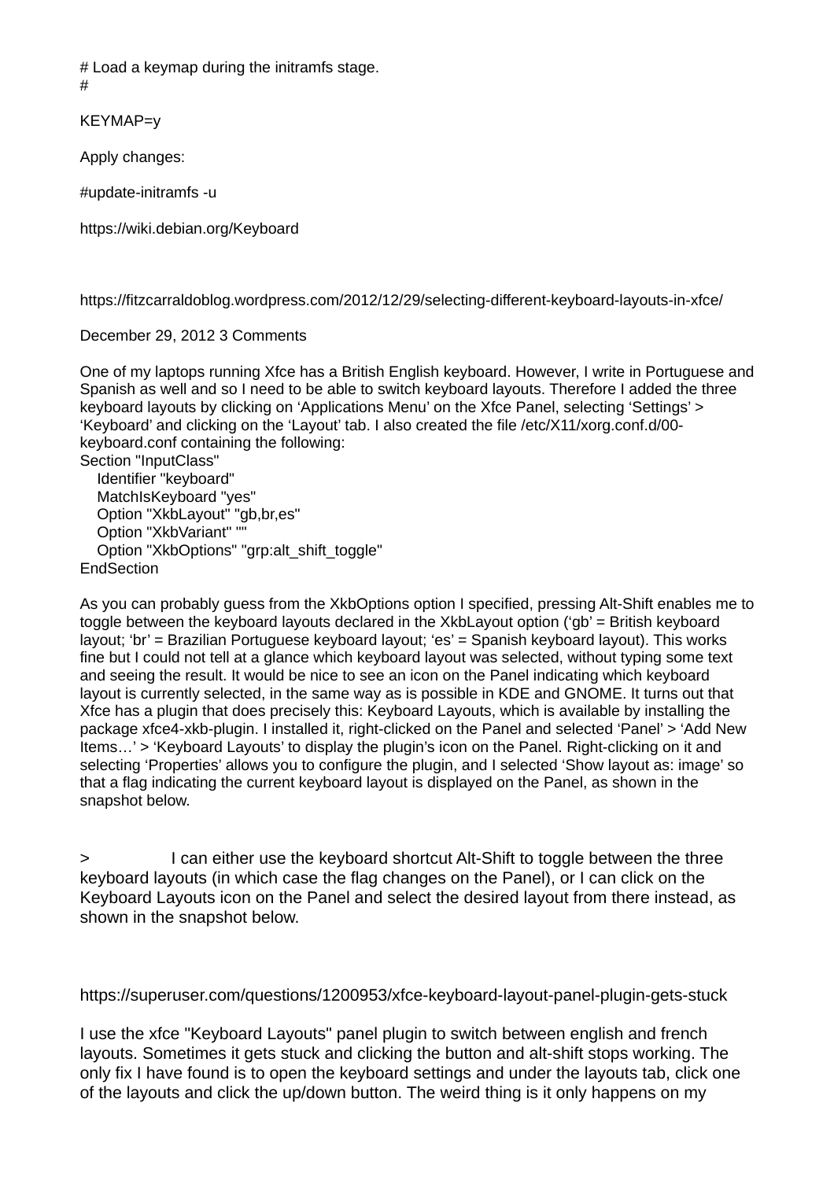# Load a keymap during the initramfs stage.
#

KEYMAP=y

Apply changes:

#update-initramfs -u

https://wiki.debian.org/Keyboard

https://fitzcarraldoblog.wordpress.com/2012/12/29/selecting-different-keyboard-layouts-in-xfce/

December 29, 2012 3 Comments

One of my laptops running Xfce has a British English keyboard. However, I write in Portuguese and Spanish as well and so I need to be able to switch keyboard layouts. Therefore I added the three keyboard layouts by clicking on 'Applications Menu' on the Xfce Panel, selecting 'Settings' > 'Keyboard' and clicking on the 'Layout' tab. I also created the file /etc/X11/xorg.conf.d/00-keyboard.conf containing the following:

```
Section "InputClass"
    Identifier "keyboard"
    MatchIsKeyboard "yes"
    Option "XkbLayout" "gb,br,es"
    Option "XkbVariant" ""
    Option "XkbOptions" "grp:alt_shift_toggle"
EndSection
```

As you can probably guess from the XkbOptions option I specified, pressing Alt-Shift enables me to toggle between the keyboard layouts declared in the XkbLayout option ('gb' = British keyboard layout; 'br' = Brazilian Portuguese keyboard layout; 'es' = Spanish keyboard layout). This works fine but I could not tell at a glance which keyboard layout was selected, without typing some text and seeing the result. It would be nice to see an icon on the Panel indicating which keyboard layout is currently selected, in the same way as is possible in KDE and GNOME. It turns out that Xfce has a plugin that does precisely this: Keyboard Layouts, which is available by installing the package xfce4-xkb-plugin. I installed it, right-clicked on the Panel and selected 'Panel' > 'Add New Items…' > 'Keyboard Layouts' to display the plugin's icon on the Panel. Right-clicking on it and selecting 'Properties' allows you to configure the plugin, and I selected 'Show layout as: image' so that a flag indicating the current keyboard layout is displayed on the Panel, as shown in the snapshot below.

> I can either use the keyboard shortcut Alt-Shift to toggle between the three keyboard layouts (in which case the flag changes on the Panel), or I can click on the Keyboard Layouts icon on the Panel and select the desired layout from there instead, as shown in the snapshot below.

https://superuser.com/questions/1200953/xfce-keyboard-layout-panel-plugin-gets-stuck

I use the xfce "Keyboard Layouts" panel plugin to switch between english and french layouts. Sometimes it gets stuck and clicking the button and alt-shift stops working. The only fix I have found is to open the keyboard settings and under the layouts tab, click one of the layouts and click the up/down button. The weird thing is it only happens on my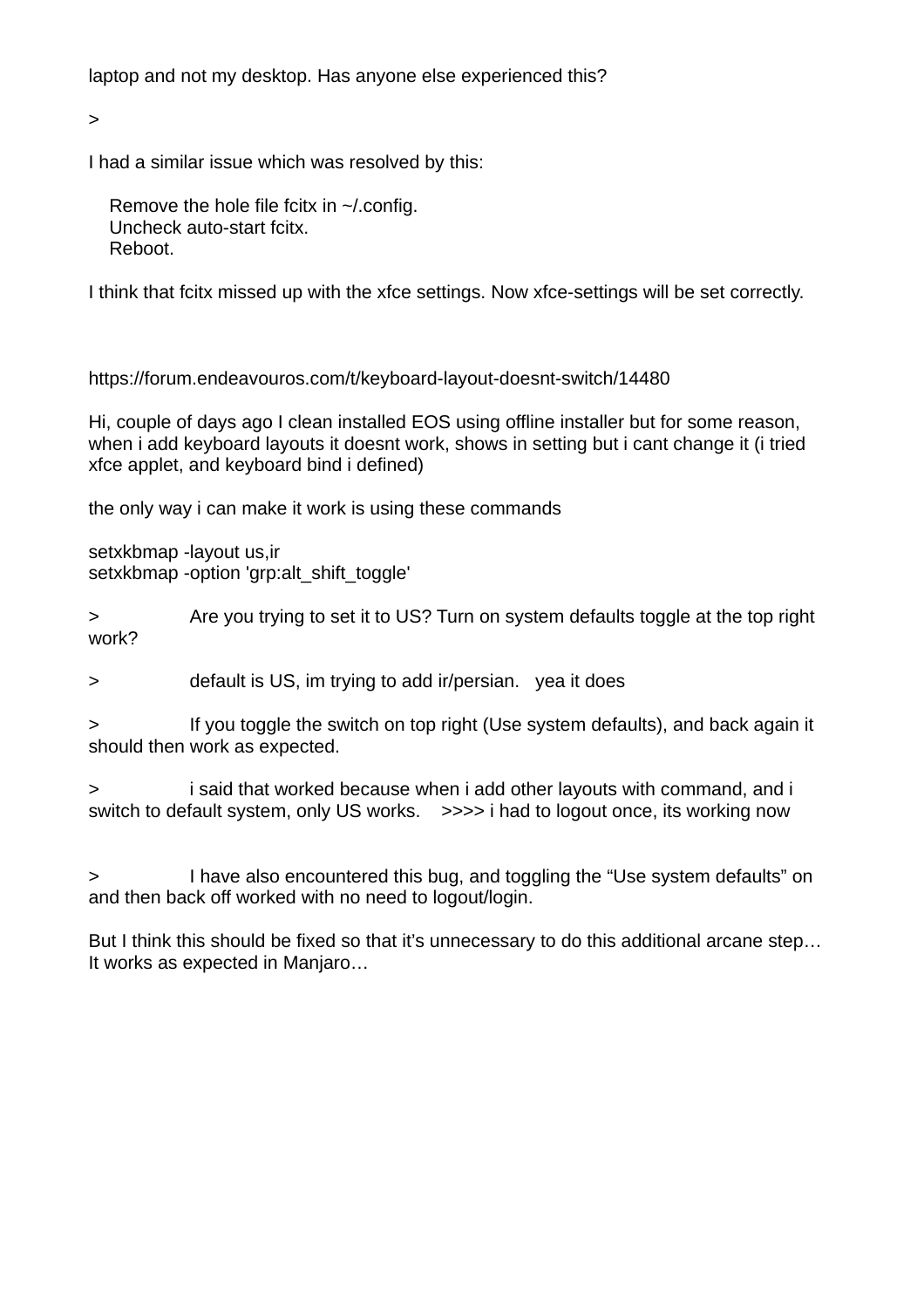laptop and not my desktop. Has anyone else experienced this?

>

I had a similar issue which was resolved by this:

Remove the hole file fcitx in ~/.config.
Uncheck auto-start fcitx.
Reboot.

I think that fcitx missed up with the xfce settings. Now xfce-settings will be set correctly.

https://forum.endeavouros.com/t/keyboard-layout-doesnt-switch/14480

Hi, couple of days ago I clean installed EOS using offline installer but for some reason, when i add keyboard layouts it doesnt work, shows in setting but i cant change it (i tried xfce applet, and keyboard bind i defined)

the only way i can make it work is using these commands

```
setxkbmap -layout us,ir
setxkbmap -option 'grp:alt_shift_toggle'
```

> Are you trying to set it to US? Turn on system defaults toggle at the top right work?

> default is US, im trying to add ir/persian. yea it does

> If you toggle the switch on top right (Use system defaults), and back again it should then work as expected.

> i said that worked because when i add other layouts with command, and i switch to default system, only US works. >>>> i had to logout once, its working now

> I have also encountered this bug, and toggling the “Use system defaults” on and then back off worked with no need to logout/login.

But I think this should be fixed so that it’s unnecessary to do this additional arcane step… It works as expected in Manjaro…